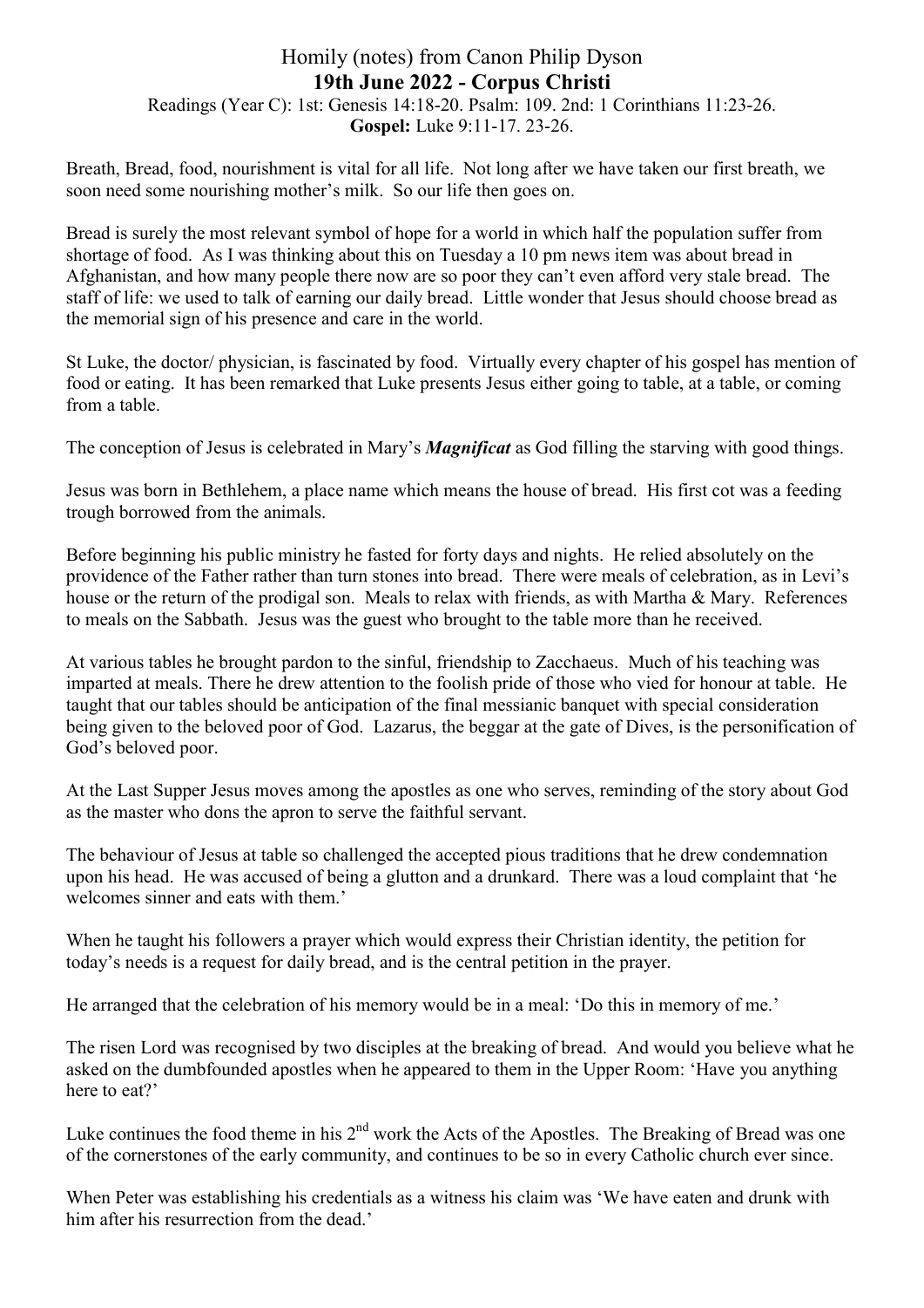# Homily (notes) from Canon Philip Dyson

## 19th June 2022 - Corpus Christi

Readings (Year C): 1st: Genesis 14:18-20. Psalm: 109. 2nd: 1 Corinthians 11:23-26.
**Gospel:** Luke 9:11-17. 23-26.

Breath, Bread, food, nourishment is vital for all life. Not long after we have taken our first breath, we soon need some nourishing mother's milk. So our life then goes on.

Bread is surely the most relevant symbol of hope for a world in which half the population suffer from shortage of food. As I was thinking about this on Tuesday a 10 pm news item was about bread in Afghanistan, and how many people there now are so poor they can't even afford very stale bread. The staff of life: we used to talk of earning our daily bread. Little wonder that Jesus should choose bread as the memorial sign of his presence and care in the world.

St Luke, the doctor/ physician, is fascinated by food. Virtually every chapter of his gospel has mention of food or eating. It has been remarked that Luke presents Jesus either going to table, at a table, or coming from a table.

The conception of Jesus is celebrated in Mary's ***Magnificat*** as God filling the starving with good things.

Jesus was born in Bethlehem, a place name which means the house of bread. His first cot was a feeding trough borrowed from the animals.

Before beginning his public ministry he fasted for forty days and nights. He relied absolutely on the providence of the Father rather than turn stones into bread. There were meals of celebration, as in Levi's house or the return of the prodigal son. Meals to relax with friends, as with Martha & Mary. References to meals on the Sabbath. Jesus was the guest who brought to the table more than he received.

At various tables he brought pardon to the sinful, friendship to Zacchaeus. Much of his teaching was imparted at meals. There he drew attention to the foolish pride of those who vied for honour at table. He taught that our tables should be anticipation of the final messianic banquet with special consideration being given to the beloved poor of God. Lazarus, the beggar at the gate of Dives, is the personification of God's beloved poor.

At the Last Supper Jesus moves among the apostles as one who serves, reminding of the story about God as the master who dons the apron to serve the faithful servant.

The behaviour of Jesus at table so challenged the accepted pious traditions that he drew condemnation upon his head. He was accused of being a glutton and a drunkard. There was a loud complaint that 'he welcomes sinner and eats with them.'

When he taught his followers a prayer which would express their Christian identity, the petition for today's needs is a request for daily bread, and is the central petition in the prayer.

He arranged that the celebration of his memory would be in a meal: 'Do this in memory of me.'

The risen Lord was recognised by two disciples at the breaking of bread. And would you believe what he asked on the dumbfounded apostles when he appeared to them in the Upper Room: 'Have you anything here to eat?'

Luke continues the food theme in his 2nd work the Acts of the Apostles. The Breaking of Bread was one of the cornerstones of the early community, and continues to be so in every Catholic church ever since.

When Peter was establishing his credentials as a witness his claim was 'We have eaten and drunk with him after his resurrection from the dead.'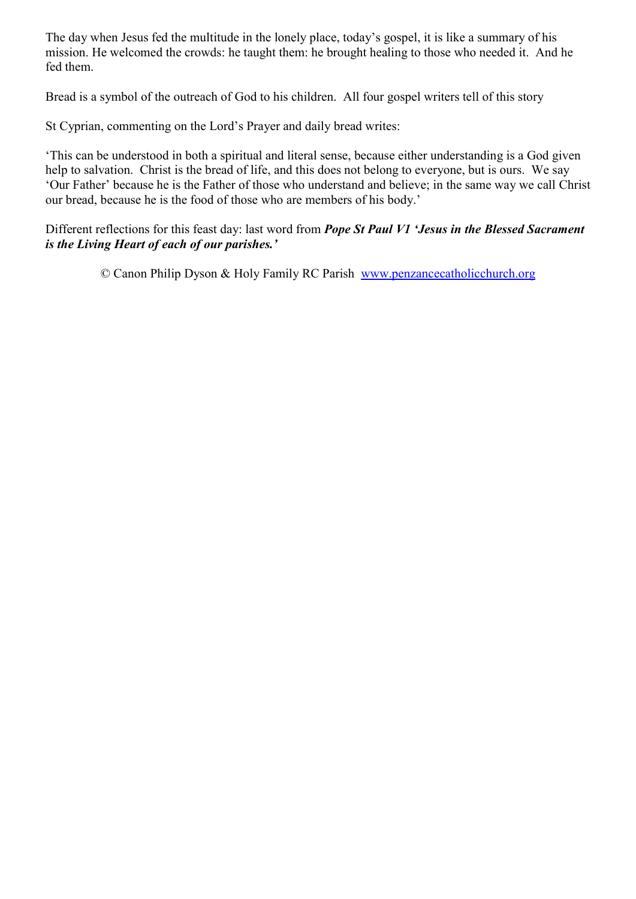The day when Jesus fed the multitude in the lonely place, today's gospel, it is like a summary of his mission. He welcomed the crowds: he taught them: he brought healing to those who needed it. And he fed them.

Bread is a symbol of the outreach of God to his children. All four gospel writers tell of this story

St Cyprian, commenting on the Lord's Prayer and daily bread writes:

'This can be understood in both a spiritual and literal sense, because either understanding is a God given help to salvation. Christ is the bread of life, and this does not belong to everyone, but is ours. We say 'Our Father' because he is the Father of those who understand and believe; in the same way we call Christ our bread, because he is the food of those who are members of his body.'

Different reflections for this feast day: last word from ***Pope St Paul V1 'Jesus in the Blessed Sacrament is the Living Heart of each of our parishes.'***

© Canon Philip Dyson & Holy Family RC Parish [www.penzancecatholicchurch.org](http://www.penzancecatholicchurch.org)